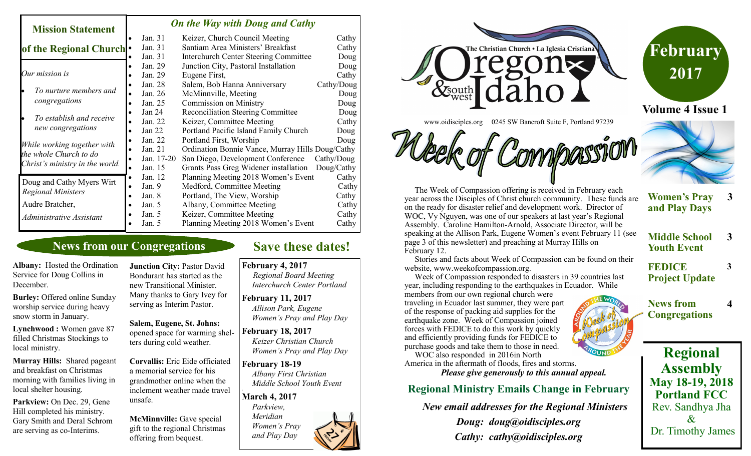# The Christian Church • La Iglesia Cristiana — Oregon & southwest Idaho

**February 2017**

**Volume 4 Issue 1**

www.oidisciples.org 0245 SW Bancroft Suite F, Portland 97239

## Mission Statement of the Regional Church

*Our mission is*

- *To nurture members and congregations*
- *To establish and receive new congregations*

*While working together with the whole Church to do Christ's ministry in the world.*

Doug and Cathy Myers Wirt
*Regional Ministers*

Audre Bratcher,
*Administrative Assistant*

## *On the Way with Doug and Cathy*

| Date | Event | Who |
|---|---|---|
| Jan. 31 | Keizer, Church Council Meeting | Cathy |
| Jan. 31 | Santiam Area Ministers' Breakfast | Cathy |
| Jan. 31 | Interchurch Center Steering Committee | Doug |
| Jan. 29 | Junction City, Pastoral Installation | Doug |
| Jan. 29 | Eugene First, | Cathy |
| Jan. 28 | Salem, Bob Hanna Anniversary | Cathy/Doug |
| Jan. 26 | McMinnville, Meeting | Doug |
| Jan. 25 | Commission on Ministry | Doug |
| Jan 24 | Reconciliation Steering Committee | Doug |
| Jan. 22 | Keizer, Committee Meeting | Cathy |
| Jan 22 | Portland Pacific Island Family Church | Doug |
| Jan. 22 | Portland First, Worship | Doug |
| Jan. 21 | Ordination Bonnie Vance, Murray Hills | Doug/Cathy |
| Jan. 17-20 | San Diego, Development Conference | Cathy/Doug |
| Jan. 15 | Grants Pass Greg Widener installation | Doug/Cathy |
| Jan. 12 | Planning Meeting 2018 Women's Event | Cathy |
| Jan. 9 | Medford, Committee Meeting | Cathy |
| Jan. 8 | Portland, The View, Worship | Cathy |
| Jan. 5 | Albany, Committee Meeting | Cathy |
| Jan. 5 | Keizer, Committee Meeting | Cathy |
| Jan. 5 | Planning Meeting 2018 Women's Event | Cathy |

## News from our Congregations

**Albany:** Hosted the Ordination Service for Doug Collins in December.

**Burley:** Offered online Sunday worship service during heavy snow storm in January.

**Lynchwood :** Women gave 87 filled Christmas Stockings to local ministry.

**Murray Hills:** Shared pageant and breakfast on Christmas morning with families living in local shelter housing.

**Parkview:** On Dec. 29, Gene Hill completed his ministry. Gary Smith and Deral Schrom are serving as co-Interims.

**Junction City:** Pastor David Bondurant has started as the new Transitional Minister. Many thanks to Gary Ivey for serving as Interim Pastor.

**Salem, Eugene, St. Johns:** opened space for warming shelters during cold weather.

**Corvallis:** Eric Eide officiated a memorial service for his grandmother online when the inclement weather made travel unsafe.

**McMinnville:** Gave special gift to the regional Christmas offering from bequest.

## Save these dates!

**February 4, 2017**
*Regional Board Meeting*
*Interchurch Center Portland*

**February 11, 2017**
*Allison Park, Eugene*
*Women's Pray and Play Day*

**February 18, 2017**
*Keizer Christian Church*
*Women's Pray and Play Day*

**February 18-19**
*Albany First Christian*
*Middle School Youth Event*

**March 4, 2017**
*Parkview,*
*Meridian*
*Women's Pray and Play Day*

## Week of Compassion

The Week of Compassion offering is received in February each year across the Disciples of Christ church community. These funds are on the ready for disaster relief and development work. Director of WOC, Vy Nguyen, was one of our speakers at last year's Regional Assembly. Caroline Hamilton-Arnold, Associate Director, will be speaking at the Allison Park, Eugene Women's event February 11 (see page 3 of this newsletter) and preaching at Murray Hills on February 12.

Stories and facts about Week of Compassion can be found on their website, www.weekofcompassion.org.

Week of Compassion responded to disasters in 39 countries last year, including responding to the earthquakes in Ecuador. While members from our own regional church were traveling in Ecuador last summer, they were part of the response of packing aid supplies for the earthquake zone. Week of Compassion joined forces with FEDICE to do this work by quickly and efficiently providing funds for FEDICE to purchase goods and take them to those in need.

WOC also responded in 2016in North America in the aftermath of floods, fires and storms.

***Please give generously to this annual appeal.***

## Regional Ministry Emails Change in February

***New email addresses for the Regional Ministers***

***Doug: doug@oidisciples.org***

***Cathy: cathy@oidisciples.org***

## In this issue

| | |
|---|---|
| **Women's Pray and Play Days** | **3** |
| **Middle School Youth Event** | **3** |
| **FEDICE Project Update** | **3** |
| **News from Congregations** | **4** |

## Regional Assembly

**May 18-19, 2018**
**Portland FCC**
Rev. Sandhya Jha
&
Dr. Timothy James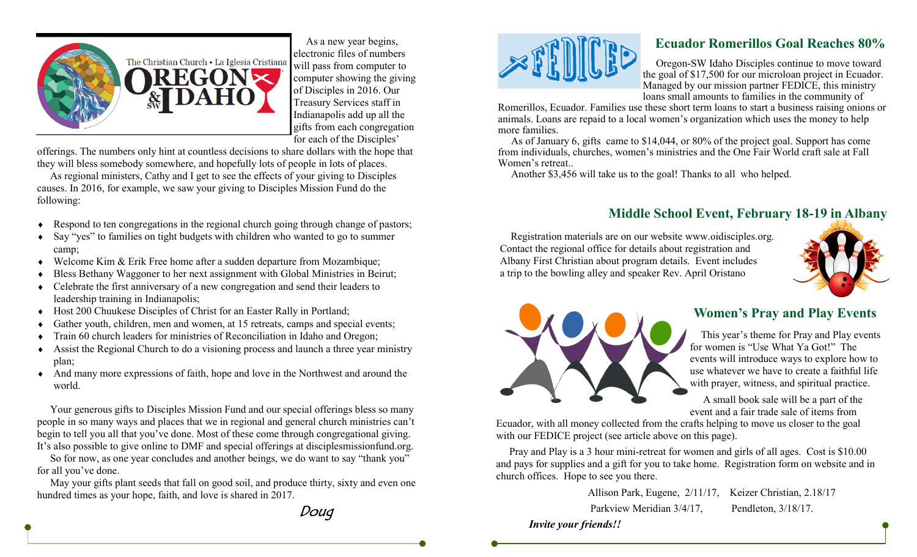As a new year begins, electronic files of numbers will pass from computer to computer showing the giving of Disciples in 2016. Our Treasury Services staff in Indianapolis add up all the gifts from each congregation for each of the Disciples' offerings. The numbers only hint at countless decisions to share dollars with the hope that they will bless somebody somewhere, and hopefully lots of people in lots of places.

As regional ministers, Cathy and I get to see the effects of your giving to Disciples causes. In 2016, for example, we saw your giving to Disciples Mission Fund do the following:

- Respond to ten congregations in the regional church going through change of pastors;
- Say "yes" to families on tight budgets with children who wanted to go to summer camp;
- Welcome Kim & Erik Free home after a sudden departure from Mozambique;
- Bless Bethany Waggoner to her next assignment with Global Ministries in Beirut;
- Celebrate the first anniversary of a new congregation and send their leaders to leadership training in Indianapolis;
- Host 200 Chuukese Disciples of Christ for an Easter Rally in Portland;
- Gather youth, children, men and women, at 15 retreats, camps and special events;
- Train 60 church leaders for ministries of Reconciliation in Idaho and Oregon;
- Assist the Regional Church to do a visioning process and launch a three year ministry plan;
- And many more expressions of faith, hope and love in the Northwest and around the world.

Your generous gifts to Disciples Mission Fund and our special offerings bless so many people in so many ways and places that we in regional and general church ministries can't begin to tell you all that you've done. Most of these come through congregational giving. It's also possible to give online to DMF and special offerings at disciplesmissionfund.org.

So for now, as one year concludes and another beings, we do want to say "thank you" for all you've done.

May your gifts plant seeds that fall on good soil, and produce thirty, sixty and even one hundred times as your hope, faith, and love is shared in 2017.

*Doug*

## Ecuador Romerillos Goal Reaches 80%

Oregon-SW Idaho Disciples continue to move toward the goal of $17,500 for our microloan project in Ecuador. Managed by our mission partner FEDICE, this ministry loans small amounts to families in the community of Romerillos, Ecuador. Families use these short term loans to start a business raising onions or animals. Loans are repaid to a local women's organization which uses the money to help more families.

As of January 6, gifts came to $14,044, or 80% of the project goal. Support has come from individuals, churches, women's ministries and the One Fair World craft sale at Fall Women's retreat..

Another $3,456 will take us to the goal! Thanks to all who helped.

## Middle School Event, February 18-19 in Albany

Registration materials are on our website www.oidisciples.org. Contact the regional office for details about registration and Albany First Christian about program details. Event includes a trip to the bowling alley and speaker Rev. April Oristano

## Women's Pray and Play Events

This year's theme for Pray and Play events for women is "Use What Ya Got!" The events will introduce ways to explore how to use whatever we have to create a faithful life with prayer, witness, and spiritual practice.

A small book sale will be a part of the event and a fair trade sale of items from Ecuador, with all money collected from the crafts helping to move us closer to the goal with our FEDICE project (see article above on this page).

Pray and Play is a 3 hour mini-retreat for women and girls of all ages. Cost is $10.00 and pays for supplies and a gift for you to take home. Registration form on website and in church offices. Hope to see you there.

Allison Park, Eugene, 2/11/17, Keizer Christian, 2.18/17

Parkview Meridian 3/4/17, Pendleton, 3/18/17.

***Invite your friends!!***